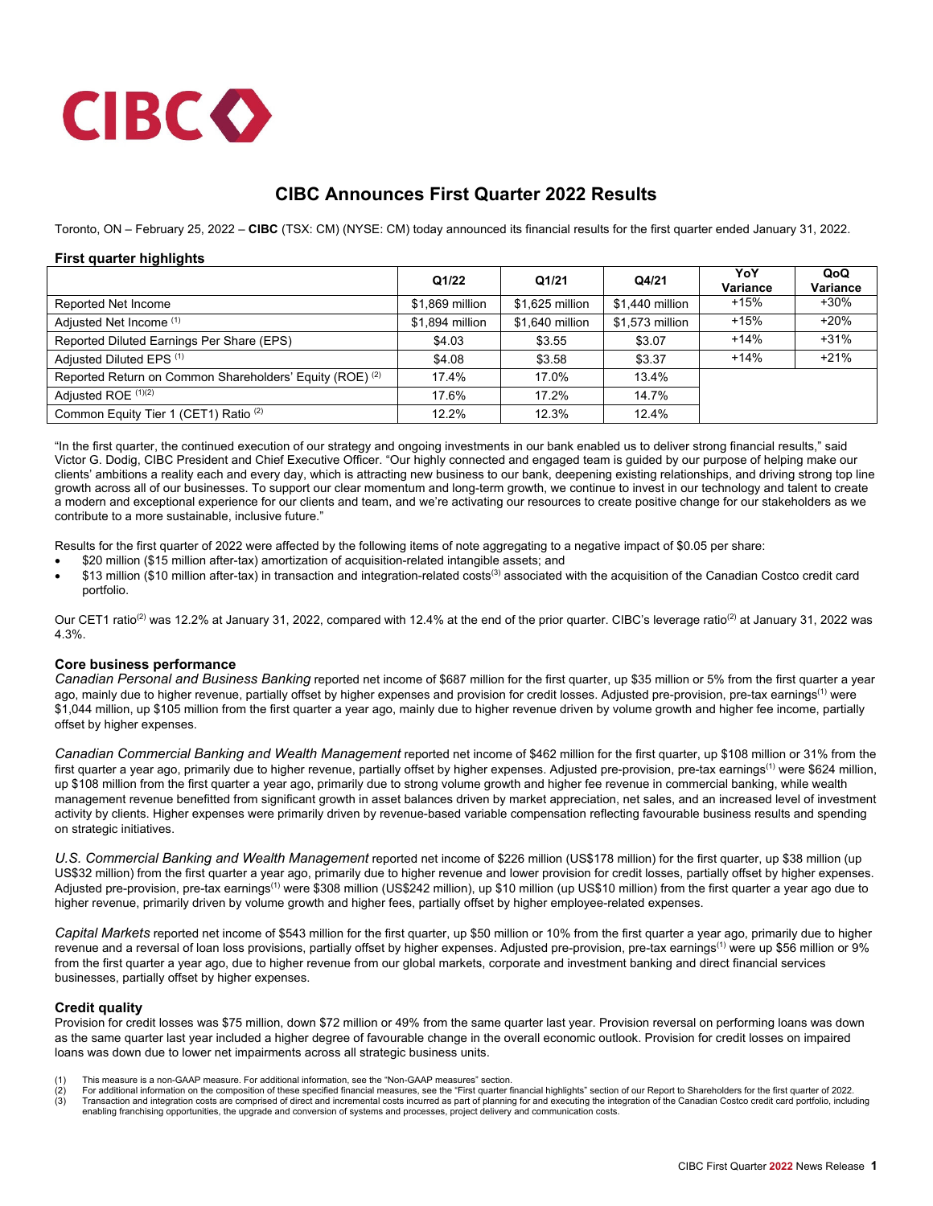# CIBC Announces First Quarter 2022 Results

Toronto, ON – February 25, 2022 – **CIBC** (TSX: CM) (NYSE: CM) today announced its financial results for the first quarter ended January 31, 2022.

### First quarter highlights

| | Q1/22 | Q1/21 | Q4/21 | YoY Variance | QoQ Variance |
|---|---|---|---|---|---|
| Reported Net Income | $1,869 million | $1,625 million | $1,440 million | +15% | +30% |
| Adjusted Net Income [(1)] | $1,894 million | $1,640 million | $1,573 million | +15% | +20% |
| Reported Diluted Earnings Per Share (EPS) | $4.03 | $3.55 | $3.07 | +14% | +31% |
| Adjusted Diluted EPS [(1)] | $4.08 | $3.58 | $3.37 | +14% | +21% |
| Reported Return on Common Shareholders' Equity (ROE) [(2)] | 17.4% | 17.0% | 13.4% | | |
| Adjusted ROE [(1)(2)] | 17.6% | 17.2% | 14.7% | | |
| Common Equity Tier 1 (CET1) Ratio [(2)] | 12.2% | 12.3% | 12.4% | | |

"In the first quarter, the continued execution of our strategy and ongoing investments in our bank enabled us to deliver strong financial results," said Victor G. Dodig, CIBC President and Chief Executive Officer. "Our highly connected and engaged team is guided by our purpose of helping make our clients' ambitions a reality each and every day, which is attracting new business to our bank, deepening existing relationships, and driving strong top line growth across all of our businesses. To support our clear momentum and long-term growth, we continue to invest in our technology and talent to create a modern and exceptional experience for our clients and team, and we're activating our resources to create positive change for our stakeholders as we contribute to a more sustainable, inclusive future."

Results for the first quarter of 2022 were affected by the following items of note aggregating to a negative impact of $0.05 per share:

- $20 million ($15 million after-tax) amortization of acquisition-related intangible assets; and
- $13 million ($10 million after-tax) in transaction and integration-related costs[(3)] associated with the acquisition of the Canadian Costco credit card portfolio.

Our CET1 ratio[(2)] was 12.2% at January 31, 2022, compared with 12.4% at the end of the prior quarter. CIBC's leverage ratio[(2)] at January 31, 2022 was 4.3%.

### Core business performance

*Canadian Personal and Business Banking* reported net income of $687 million for the first quarter, up $35 million or 5% from the first quarter a year ago, mainly due to higher revenue, partially offset by higher expenses and provision for credit losses. Adjusted pre-provision, pre-tax earnings[(1)] were $1,044 million, up $105 million from the first quarter a year ago, mainly due to higher revenue driven by volume growth and higher fee income, partially offset by higher expenses.

*Canadian Commercial Banking and Wealth Management* reported net income of $462 million for the first quarter, up $108 million or 31% from the first quarter a year ago, primarily due to higher revenue, partially offset by higher expenses. Adjusted pre-provision, pre-tax earnings[(1)] were $624 million, up $108 million from the first quarter a year ago, primarily due to strong volume growth and higher fee revenue in commercial banking, while wealth management revenue benefitted from significant growth in asset balances driven by market appreciation, net sales, and an increased level of investment activity by clients. Higher expenses were primarily driven by revenue-based variable compensation reflecting favourable business results and spending on strategic initiatives.

*U.S. Commercial Banking and Wealth Management* reported net income of $226 million (US$178 million) for the first quarter, up $38 million (up US$32 million) from the first quarter a year ago, primarily due to higher revenue and lower provision for credit losses, partially offset by higher expenses. Adjusted pre-provision, pre-tax earnings[(1)] were $308 million (US$242 million), up $10 million (up US$10 million) from the first quarter a year ago due to higher revenue, primarily driven by volume growth and higher fees, partially offset by higher employee-related expenses.

*Capital Markets* reported net income of $543 million for the first quarter, up $50 million or 10% from the first quarter a year ago, primarily due to higher revenue and a reversal of loan loss provisions, partially offset by higher expenses. Adjusted pre-provision, pre-tax earnings[(1)] were up $56 million or 9% from the first quarter a year ago, due to higher revenue from our global markets, corporate and investment banking and direct financial services businesses, partially offset by higher expenses.

### Credit quality

Provision for credit losses was $75 million, down $72 million or 49% from the same quarter last year. Provision reversal on performing loans was down as the same quarter last year included a higher degree of favourable change in the overall economic outlook. Provision for credit losses on impaired loans was down due to lower net impairments across all strategic business units.

(1) This measure is a non-GAAP measure. For additional information, see the "Non-GAAP measures" section.
(2) For additional information on the composition of these specified financial measures, see the "First quarter financial highlights" section of our Report to Shareholders for the first quarter of 2022.
(3) Transaction and integration costs are comprised of direct and incremental costs incurred as part of planning for and executing the integration of the Canadian Costco credit card portfolio, including enabling franchising opportunities, the upgrade and conversion of systems and processes, project delivery and communication costs.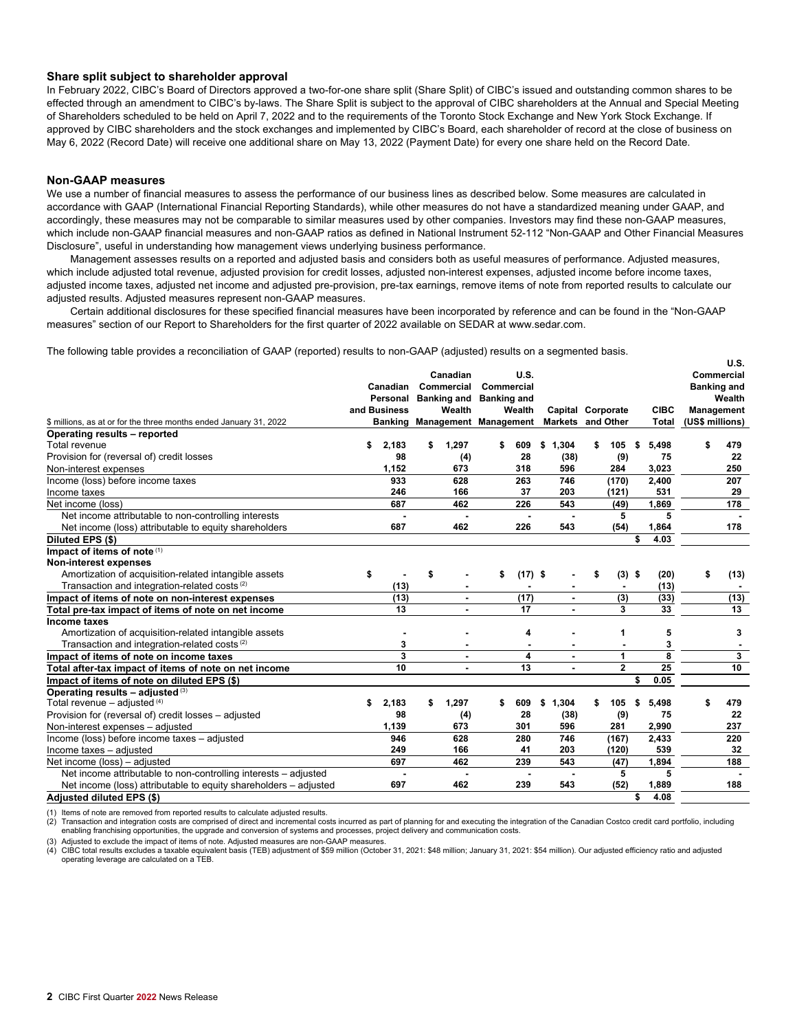### Share split subject to shareholder approval

In February 2022, CIBC's Board of Directors approved a two-for-one share split (Share Split) of CIBC's issued and outstanding common shares to be effected through an amendment to CIBC's by-laws. The Share Split is subject to the approval of CIBC shareholders at the Annual and Special Meeting of Shareholders scheduled to be held on April 7, 2022 and to the requirements of the Toronto Stock Exchange and New York Stock Exchange. If approved by CIBC shareholders and the stock exchanges and implemented by CIBC's Board, each shareholder of record at the close of business on May 6, 2022 (Record Date) will receive one additional share on May 13, 2022 (Payment Date) for every one share held on the Record Date.

### Non-GAAP measures

We use a number of financial measures to assess the performance of our business lines as described below. Some measures are calculated in accordance with GAAP (International Financial Reporting Standards), while other measures do not have a standardized meaning under GAAP, and accordingly, these measures may not be comparable to similar measures used by other companies. Investors may find these non-GAAP measures, which include non-GAAP financial measures and non-GAAP ratios as defined in National Instrument 52-112 "Non-GAAP and Other Financial Measures Disclosure", useful in understanding how management views underlying business performance.

Management assesses results on a reported and adjusted basis and considers both as useful measures of performance. Adjusted measures, which include adjusted total revenue, adjusted provision for credit losses, adjusted non-interest expenses, adjusted income before income taxes, adjusted income taxes, adjusted net income and adjusted pre-provision, pre-tax earnings, remove items of note from reported results to calculate our adjusted results. Adjusted measures represent non-GAAP measures.

Certain additional disclosures for these specified financial measures have been incorporated by reference and can be found in the "Non-GAAP measures" section of our Report to Shareholders for the first quarter of 2022 available on SEDAR at www.sedar.com.

The following table provides a reconciliation of GAAP (reported) results to non-GAAP (adjusted) results on a segmented basis.

| $ millions, as at or for the three months ended January 31, 2022 | Canadian Personal and Business Banking | Canadian Commercial Banking and Wealth Management | U.S. Commercial Banking and Wealth Management | Capital Markets | Corporate and Other | CIBC Total | U.S. Commercial Banking and Wealth Management (US$ millions) |
|---|---|---|---|---|---|---|---|
| **Operating results – reported** | | | | | | | |
| Total revenue | $ 2,183 | $ 1,297 | $ 609 | $ 1,304 | $ 105 | $ 5,498 | $ 479 |
| Provision for (reversal of) credit losses | 98 | (4) | 28 | (38) | (9) | 75 | 22 |
| Non-interest expenses | 1,152 | 673 | 318 | 596 | 284 | 3,023 | 250 |
| Income (loss) before income taxes | 933 | 628 | 263 | 746 | (170) | 2,400 | 207 |
| Income taxes | 246 | 166 | 37 | 203 | (121) | 531 | 29 |
| Net income (loss) | 687 | 462 | 226 | 543 | (49) | 1,869 | 178 |
| Net income attributable to non-controlling interests | - | - | - | - | 5 | 5 | - |
| Net income (loss) attributable to equity shareholders | 687 | 462 | 226 | 543 | (54) | 1,864 | 178 |
| **Diluted EPS ($)** | | | | | | $ 4.03 | |
| **Impact of items of note** (1) | | | | | | | |
| **Non-interest expenses** | | | | | | | |
| Amortization of acquisition-related intangible assets | $ - | $ - | $ (17) | $ - | $ (3) | $ (20) | $ (13) |
| Transaction and integration-related costs (2) | (13) | - | - | - | - | (13) | - |
| **Impact of items of note on non-interest expenses** | (13) | - | (17) | - | (3) | (33) | (13) |
| **Total pre-tax impact of items of note on net income** | 13 | - | 17 | - | 3 | 33 | 13 |
| **Income taxes** | | | | | | | |
| Amortization of acquisition-related intangible assets | - | - | 4 | - | 1 | 5 | 3 |
| Transaction and integration-related costs (2) | 3 | - | - | - | - | 3 | - |
| **Impact of items of note on income taxes** | 3 | - | 4 | - | 1 | 8 | 3 |
| **Total after-tax impact of items of note on net income** | 10 | - | 13 | - | 2 | 25 | 10 |
| **Impact of items of note on diluted EPS ($)** | | | | | | $ 0.05 | |
| **Operating results – adjusted** (3) | | | | | | | |
| Total revenue – adjusted (4) | $ 2,183 | $ 1,297 | $ 609 | $ 1,304 | $ 105 | $ 5,498 | $ 479 |
| Provision for (reversal of) credit losses – adjusted | 98 | (4) | 28 | (38) | (9) | 75 | 22 |
| Non-interest expenses – adjusted | 1,139 | 673 | 301 | 596 | 281 | 2,990 | 237 |
| Income (loss) before income taxes – adjusted | 946 | 628 | 280 | 746 | (167) | 2,433 | 220 |
| Income taxes – adjusted | 249 | 166 | 41 | 203 | (120) | 539 | 32 |
| Net income (loss) – adjusted | 697 | 462 | 239 | 543 | (47) | 1,894 | 188 |
| Net income attributable to non-controlling interests – adjusted | - | - | - | - | 5 | 5 | - |
| Net income (loss) attributable to equity shareholders – adjusted | 697 | 462 | 239 | 543 | (52) | 1,889 | 188 |
| **Adjusted diluted EPS ($)** | | | | | | $ 4.08 | |

(1) Items of note are removed from reported results to calculate adjusted results.
(2) Transaction and integration costs are comprised of direct and incremental costs incurred as part of planning for and executing the integration of the Canadian Costco credit card portfolio, including enabling franchising opportunities, the upgrade and conversion of systems and processes, project delivery and communication costs.
(3) Adjusted to exclude the impact of items of note. Adjusted measures are non-GAAP measures.
(4) CIBC total results excludes a taxable equivalent basis (TEB) adjustment of $59 million (October 31, 2021: $48 million; January 31, 2021: $54 million). Our adjusted efficiency ratio and adjusted operating leverage are calculated on a TEB.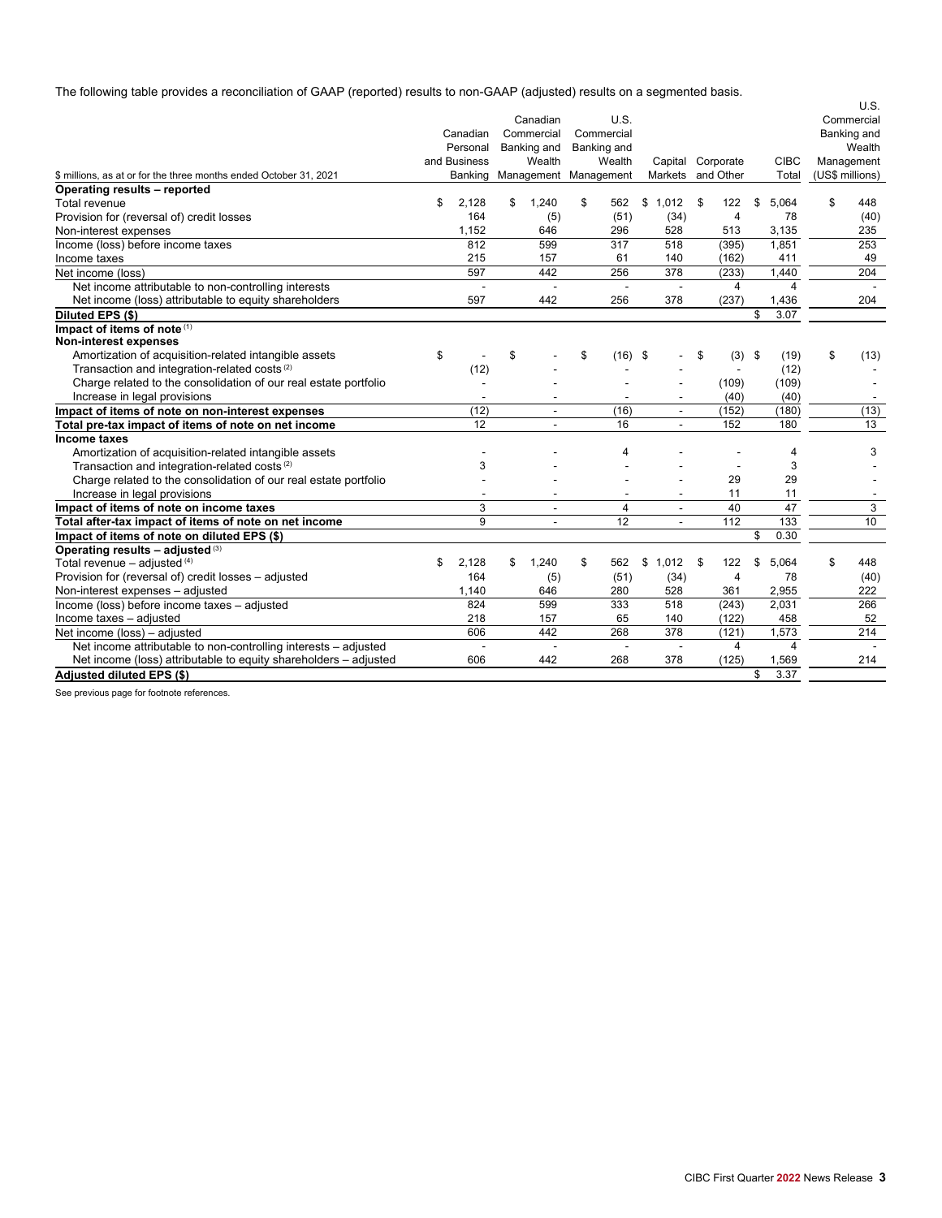The following table provides a reconciliation of GAAP (reported) results to non-GAAP (adjusted) results on a segmented basis.

| $ millions, as at or for the three months ended October 31, 2021 | Canadian Personal and Business Banking | Canadian Commercial Banking and Wealth Management | U.S. Commercial Banking and Wealth Management | Capital Markets | Corporate and Other | CIBC Total | U.S. Commercial Banking and Wealth Management (US$ millions) |
|---|---|---|---|---|---|---|---|
| **Operating results – reported** | | | | | | | |
| Total revenue | $ 2,128 | $ 1,240 | $ 562 | $ 1,012 | $ 122 | $ 5,064 | $ 448 |
| Provision for (reversal of) credit losses | 164 | (5) | (51) | (34) | 4 | 78 | (40) |
| Non-interest expenses | 1,152 | 646 | 296 | 528 | 513 | 3,135 | 235 |
| Income (loss) before income taxes | 812 | 599 | 317 | 518 | (395) | 1,851 | 253 |
| Income taxes | 215 | 157 | 61 | 140 | (162) | 411 | 49 |
| Net income (loss) | 597 | 442 | 256 | 378 | (233) | 1,440 | 204 |
| Net income attributable to non-controlling interests | - | - | - | - | 4 | 4 | - |
| Net income (loss) attributable to equity shareholders | 597 | 442 | 256 | 378 | (237) | 1,436 | 204 |
| **Diluted EPS ($)** | | | | | | $ 3.07 | |
| **Impact of items of note** [1] | | | | | | | |
| **Non-interest expenses** | | | | | | | |
| Amortization of acquisition-related intangible assets | $ - | $ - | $ (16) | $ - | $ (3) | $ (19) | $ (13) |
| Transaction and integration-related costs [2] | (12) | - | - | - | - | (12) | - |
| Charge related to the consolidation of our real estate portfolio | - | - | - | - | (109) | (109) | - |
| Increase in legal provisions | - | - | - | - | (40) | (40) | - |
| **Impact of items of note on non-interest expenses** | (12) | - | (16) | - | (152) | (180) | (13) |
| **Total pre-tax impact of items of note on net income** | 12 | - | 16 | - | 152 | 180 | 13 |
| **Income taxes** | | | | | | | |
| Amortization of acquisition-related intangible assets | - | - | 4 | - | - | 4 | 3 |
| Transaction and integration-related costs [2] | 3 | - | - | - | - | 3 | - |
| Charge related to the consolidation of our real estate portfolio | - | - | - | - | 29 | 29 | - |
| Increase in legal provisions | - | - | - | - | 11 | 11 | - |
| **Impact of items of note on income taxes** | 3 | - | 4 | - | 40 | 47 | 3 |
| **Total after-tax impact of items of note on net income** | 9 | - | 12 | - | 112 | 133 | 10 |
| **Impact of items of note on diluted EPS ($)** | | | | | | $ 0.30 | |
| **Operating results – adjusted** [3] | | | | | | | |
| Total revenue – adjusted [4] | $ 2,128 | $ 1,240 | $ 562 | $ 1,012 | $ 122 | $ 5,064 | $ 448 |
| Provision for (reversal of) credit losses – adjusted | 164 | (5) | (51) | (34) | 4 | 78 | (40) |
| Non-interest expenses – adjusted | 1,140 | 646 | 280 | 528 | 361 | 2,955 | 222 |
| Income (loss) before income taxes – adjusted | 824 | 599 | 333 | 518 | (243) | 2,031 | 266 |
| Income taxes – adjusted | 218 | 157 | 65 | 140 | (122) | 458 | 52 |
| Net income (loss) – adjusted | 606 | 442 | 268 | 378 | (121) | 1,573 | 214 |
| Net income attributable to non-controlling interests – adjusted | - | - | - | - | 4 | 4 | - |
| Net income (loss) attributable to equity shareholders – adjusted | 606 | 442 | 268 | 378 | (125) | 1,569 | 214 |
| **Adjusted diluted EPS ($)** | | | | | | $ 3.37 | |

See previous page for footnote references.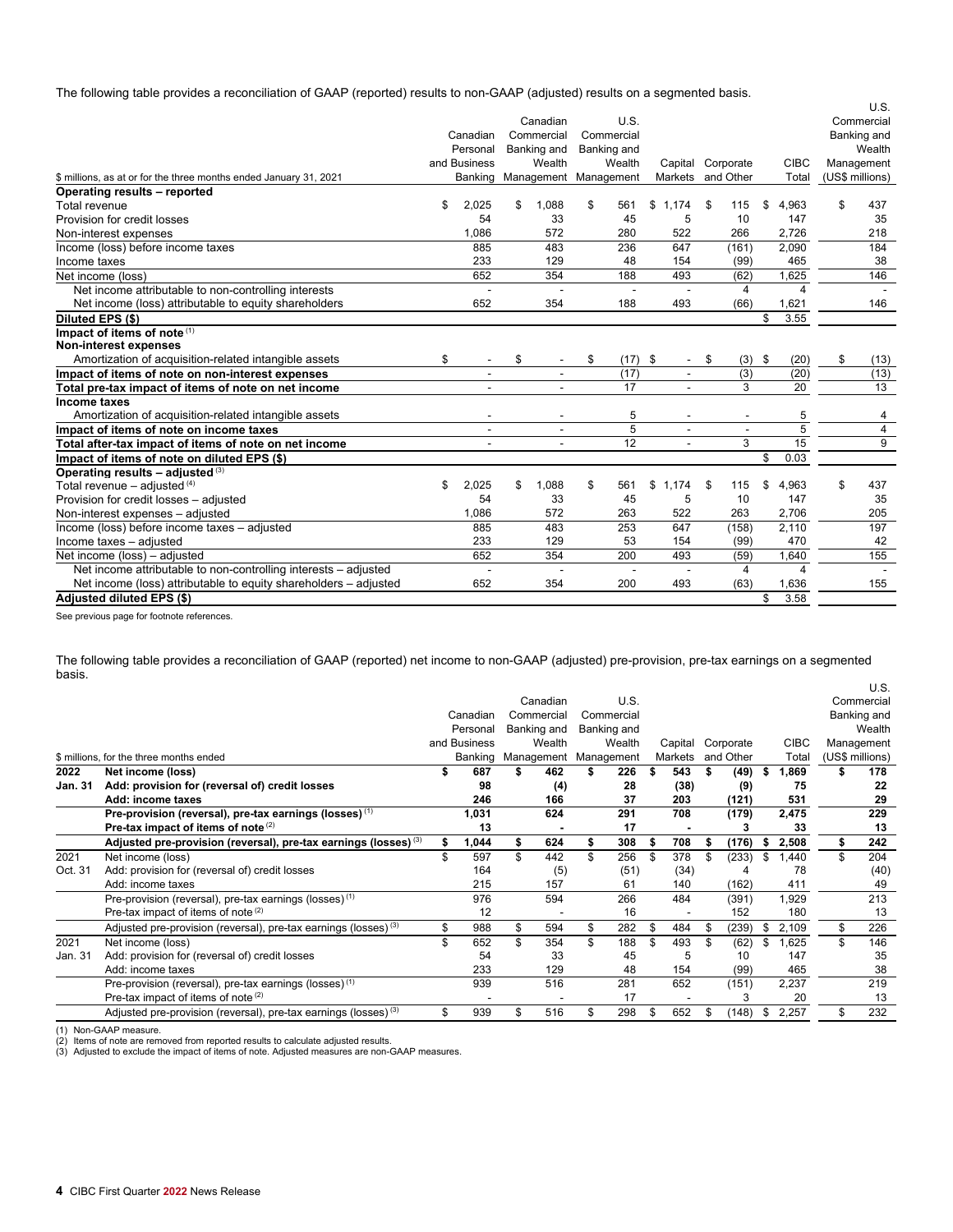The following table provides a reconciliation of GAAP (reported) results to non-GAAP (adjusted) results on a segmented basis.

| $ millions, as at or for the three months ended January 31, 2021 | Canadian Personal and Business Banking | Canadian Commercial Banking and Wealth Management | U.S. Commercial Banking and Wealth Management | Capital Markets | Corporate and Other | CIBC Total | U.S. Commercial Banking and Wealth Management (US$ millions) |
|---|---|---|---|---|---|---|---|
| **Operating results – reported** | | | | | | | |
| Total revenue | $ 2,025 | $ 1,088 | $ 561 | $ 1,174 | $ 115 | $ 4,963 | $ 437 |
| Provision for credit losses | 54 | 33 | 45 | 5 | 10 | 147 | 35 |
| Non-interest expenses | 1,086 | 572 | 280 | 522 | 266 | 2,726 | 218 |
| Income (loss) before income taxes | 885 | 483 | 236 | 647 | (161) | 2,090 | 184 |
| Income taxes | 233 | 129 | 48 | 154 | (99) | 465 | 38 |
| Net income (loss) | 652 | 354 | 188 | 493 | (62) | 1,625 | 146 |
| Net income attributable to non-controlling interests | - | - | - | - | 4 | 4 | - |
| Net income (loss) attributable to equity shareholders | 652 | 354 | 188 | 493 | (66) | 1,621 | 146 |
| **Diluted EPS ($)** | | | | | | $ 3.55 | |
| **Impact of items of note** [1] | | | | | | | |
| **Non-interest expenses** | | | | | | | |
| Amortization of acquisition-related intangible assets | $ - | $ - | $ (17) | $ - | $ (3) | $ (20) | $ (13) |
| **Impact of items of note on non-interest expenses** | - | - | (17) | - | (3) | (20) | (13) |
| **Total pre-tax impact of items of note on net income** | - | - | 17 | - | 3 | 20 | 13 |
| **Income taxes** | | | | | | | |
| Amortization of acquisition-related intangible assets | - | - | 5 | - | - | 5 | 4 |
| **Impact of items of note on income taxes** | - | - | 5 | - | - | 5 | 4 |
| **Total after-tax impact of items of note on net income** | - | - | 12 | - | 3 | 15 | 9 |
| **Impact of items of note on diluted EPS ($)** | | | | | | $ 0.03 | |
| **Operating results – adjusted** [3] | | | | | | | |
| Total revenue – adjusted [4] | $ 2,025 | $ 1,088 | $ 561 | $ 1,174 | $ 115 | $ 4,963 | $ 437 |
| Provision for credit losses – adjusted | 54 | 33 | 45 | 5 | 10 | 147 | 35 |
| Non-interest expenses – adjusted | 1,086 | 572 | 263 | 522 | 263 | 2,706 | 205 |
| Income (loss) before income taxes – adjusted | 885 | 483 | 253 | 647 | (158) | 2,110 | 197 |
| Income taxes – adjusted | 233 | 129 | 53 | 154 | (99) | 470 | 42 |
| Net income (loss) – adjusted | 652 | 354 | 200 | 493 | (59) | 1,640 | 155 |
| Net income attributable to non-controlling interests – adjusted | - | - | - | - | 4 | 4 | - |
| Net income (loss) attributable to equity shareholders – adjusted | 652 | 354 | 200 | 493 | (63) | 1,636 | 155 |
| **Adjusted diluted EPS ($)** | | | | | | $ 3.58 | |

See previous page for footnote references.

The following table provides a reconciliation of GAAP (reported) net income to non-GAAP (adjusted) pre-provision, pre-tax earnings on a segmented basis.

| $ millions, for the three months ended | | Canadian Personal and Business Banking | Canadian Commercial Banking and Wealth Management | U.S. Commercial Banking and Wealth Management | Capital Markets | Corporate and Other | CIBC Total | U.S. Commercial Banking and Wealth Management (US$ millions) |
|---|---|---|---|---|---|---|---|---|
| **2022** | **Net income (loss)** | **$ 687** | **$ 462** | **$ 226** | **$ 543** | **$ (49)** | **$ 1,869** | **$ 178** |
| **Jan. 31** | **Add: provision for (reversal of) credit losses** | **98** | **(4)** | **28** | **(38)** | **(9)** | **75** | **22** |
| | **Add: income taxes** | **246** | **166** | **37** | **203** | **(121)** | **531** | **29** |
| | **Pre-provision (reversal), pre-tax earnings (losses)** [1] | **1,031** | **624** | **291** | **708** | **(179)** | **2,475** | **229** |
| | **Pre-tax impact of items of note** [2] | **13** | **-** | **17** | **-** | **3** | **33** | **13** |
| | **Adjusted pre-provision (reversal), pre-tax earnings (losses)** [3] | **$ 1,044** | **$ 624** | **$ 308** | **$ 708** | **$ (176)** | **$ 2,508** | **$ 242** |
| 2021 | Net income (loss) | $ 597 | $ 442 | $ 256 | $ 378 | $ (233) | $ 1,440 | $ 204 |
| Oct. 31 | Add: provision for (reversal of) credit losses | 164 | (5) | (51) | (34) | 4 | 78 | (40) |
| | Add: income taxes | 215 | 157 | 61 | 140 | (162) | 411 | 49 |
| | Pre-provision (reversal), pre-tax earnings (losses) [1] | 976 | 594 | 266 | 484 | (391) | 1,929 | 213 |
| | Pre-tax impact of items of note [2] | 12 | - | 16 | - | 152 | 180 | 13 |
| | Adjusted pre-provision (reversal), pre-tax earnings (losses) [3] | $ 988 | $ 594 | $ 282 | $ 484 | $ (239) | $ 2,109 | $ 226 |
| 2021 | Net income (loss) | $ 652 | $ 354 | $ 188 | $ 493 | $ (62) | $ 1,625 | $ 146 |
| Jan. 31 | Add: provision for (reversal of) credit losses | 54 | 33 | 45 | 5 | 10 | 147 | 35 |
| | Add: income taxes | 233 | 129 | 48 | 154 | (99) | 465 | 38 |
| | Pre-provision (reversal), pre-tax earnings (losses) [1] | 939 | 516 | 281 | 652 | (151) | 2,237 | 219 |
| | Pre-tax impact of items of note [2] | - | - | 17 | - | 3 | 20 | 13 |
| | Adjusted pre-provision (reversal), pre-tax earnings (losses) [3] | $ 939 | $ 516 | $ 298 | $ 652 | $ (148) | $ 2,257 | $ 232 |

(1) Non-GAAP measure.
(2) Items of note are removed from reported results to calculate adjusted results.
(3) Adjusted to exclude the impact of items of note. Adjusted measures are non-GAAP measures.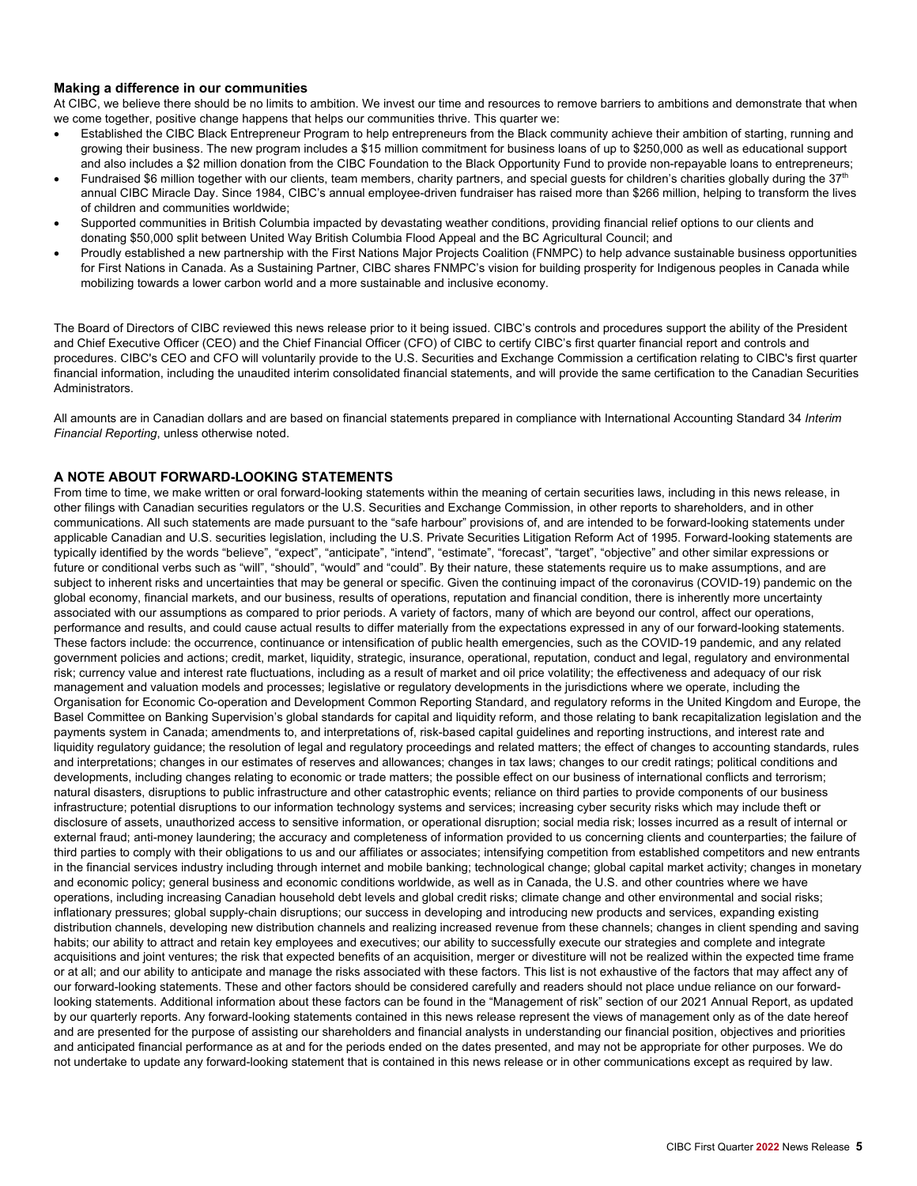### Making a difference in our communities

At CIBC, we believe there should be no limits to ambition. We invest our time and resources to remove barriers to ambitions and demonstrate that when we come together, positive change happens that helps our communities thrive. This quarter we:

- Established the CIBC Black Entrepreneur Program to help entrepreneurs from the Black community achieve their ambition of starting, running and growing their business. The new program includes a $15 million commitment for business loans of up to $250,000 as well as educational support and also includes a $2 million donation from the CIBC Foundation to the Black Opportunity Fund to provide non-repayable loans to entrepreneurs;
- Fundraised $6 million together with our clients, team members, charity partners, and special guests for children's charities globally during the 37th annual CIBC Miracle Day. Since 1984, CIBC's annual employee-driven fundraiser has raised more than $266 million, helping to transform the lives of children and communities worldwide;
- Supported communities in British Columbia impacted by devastating weather conditions, providing financial relief options to our clients and donating $50,000 split between United Way British Columbia Flood Appeal and the BC Agricultural Council; and
- Proudly established a new partnership with the First Nations Major Projects Coalition (FNMPC) to help advance sustainable business opportunities for First Nations in Canada. As a Sustaining Partner, CIBC shares FNMPC's vision for building prosperity for Indigenous peoples in Canada while mobilizing towards a lower carbon world and a more sustainable and inclusive economy.

The Board of Directors of CIBC reviewed this news release prior to it being issued. CIBC's controls and procedures support the ability of the President and Chief Executive Officer (CEO) and the Chief Financial Officer (CFO) of CIBC to certify CIBC's first quarter financial report and controls and procedures. CIBC's CEO and CFO will voluntarily provide to the U.S. Securities and Exchange Commission a certification relating to CIBC's first quarter financial information, including the unaudited interim consolidated financial statements, and will provide the same certification to the Canadian Securities Administrators.

All amounts are in Canadian dollars and are based on financial statements prepared in compliance with International Accounting Standard 34 *Interim Financial Reporting*, unless otherwise noted.

## A NOTE ABOUT FORWARD-LOOKING STATEMENTS

From time to time, we make written or oral forward-looking statements within the meaning of certain securities laws, including in this news release, in other filings with Canadian securities regulators or the U.S. Securities and Exchange Commission, in other reports to shareholders, and in other communications. All such statements are made pursuant to the "safe harbour" provisions of, and are intended to be forward-looking statements under applicable Canadian and U.S. securities legislation, including the U.S. Private Securities Litigation Reform Act of 1995. Forward-looking statements are typically identified by the words "believe", "expect", "anticipate", "intend", "estimate", "forecast", "target", "objective" and other similar expressions or future or conditional verbs such as "will", "should", "would" and "could". By their nature, these statements require us to make assumptions, and are subject to inherent risks and uncertainties that may be general or specific. Given the continuing impact of the coronavirus (COVID-19) pandemic on the global economy, financial markets, and our business, results of operations, reputation and financial condition, there is inherently more uncertainty associated with our assumptions as compared to prior periods. A variety of factors, many of which are beyond our control, affect our operations, performance and results, and could cause actual results to differ materially from the expectations expressed in any of our forward-looking statements. These factors include: the occurrence, continuance or intensification of public health emergencies, such as the COVID-19 pandemic, and any related government policies and actions; credit, market, liquidity, strategic, insurance, operational, reputation, conduct and legal, regulatory and environmental risk; currency value and interest rate fluctuations, including as a result of market and oil price volatility; the effectiveness and adequacy of our risk management and valuation models and processes; legislative or regulatory developments in the jurisdictions where we operate, including the Organisation for Economic Co-operation and Development Common Reporting Standard, and regulatory reforms in the United Kingdom and Europe, the Basel Committee on Banking Supervision's global standards for capital and liquidity reform, and those relating to bank recapitalization legislation and the payments system in Canada; amendments to, and interpretations of, risk-based capital guidelines and reporting instructions, and interest rate and liquidity regulatory guidance; the resolution of legal and regulatory proceedings and related matters; the effect of changes to accounting standards, rules and interpretations; changes in our estimates of reserves and allowances; changes in tax laws; changes to our credit ratings; political conditions and developments, including changes relating to economic or trade matters; the possible effect on our business of international conflicts and terrorism; natural disasters, disruptions to public infrastructure and other catastrophic events; reliance on third parties to provide components of our business infrastructure; potential disruptions to our information technology systems and services; increasing cyber security risks which may include theft or disclosure of assets, unauthorized access to sensitive information, or operational disruption; social media risk; losses incurred as a result of internal or external fraud; anti-money laundering; the accuracy and completeness of information provided to us concerning clients and counterparties; the failure of third parties to comply with their obligations to us and our affiliates or associates; intensifying competition from established competitors and new entrants in the financial services industry including through internet and mobile banking; technological change; global capital market activity; changes in monetary and economic policy; general business and economic conditions worldwide, as well as in Canada, the U.S. and other countries where we have operations, including increasing Canadian household debt levels and global credit risks; climate change and other environmental and social risks; inflationary pressures; global supply-chain disruptions; our success in developing and introducing new products and services, expanding existing distribution channels, developing new distribution channels and realizing increased revenue from these channels; changes in client spending and saving habits; our ability to attract and retain key employees and executives; our ability to successfully execute our strategies and complete and integrate acquisitions and joint ventures; the risk that expected benefits of an acquisition, merger or divestiture will not be realized within the expected time frame or at all; and our ability to anticipate and manage the risks associated with these factors. This list is not exhaustive of the factors that may affect any of our forward-looking statements. These and other factors should be considered carefully and readers should not place undue reliance on our forward-looking statements. Additional information about these factors can be found in the "Management of risk" section of our 2021 Annual Report, as updated by our quarterly reports. Any forward-looking statements contained in this news release represent the views of management only as of the date hereof and are presented for the purpose of assisting our shareholders and financial analysts in understanding our financial position, objectives and priorities and anticipated financial performance as at and for the periods ended on the dates presented, and may not be appropriate for other purposes. We do not undertake to update any forward-looking statement that is contained in this news release or in other communications except as required by law.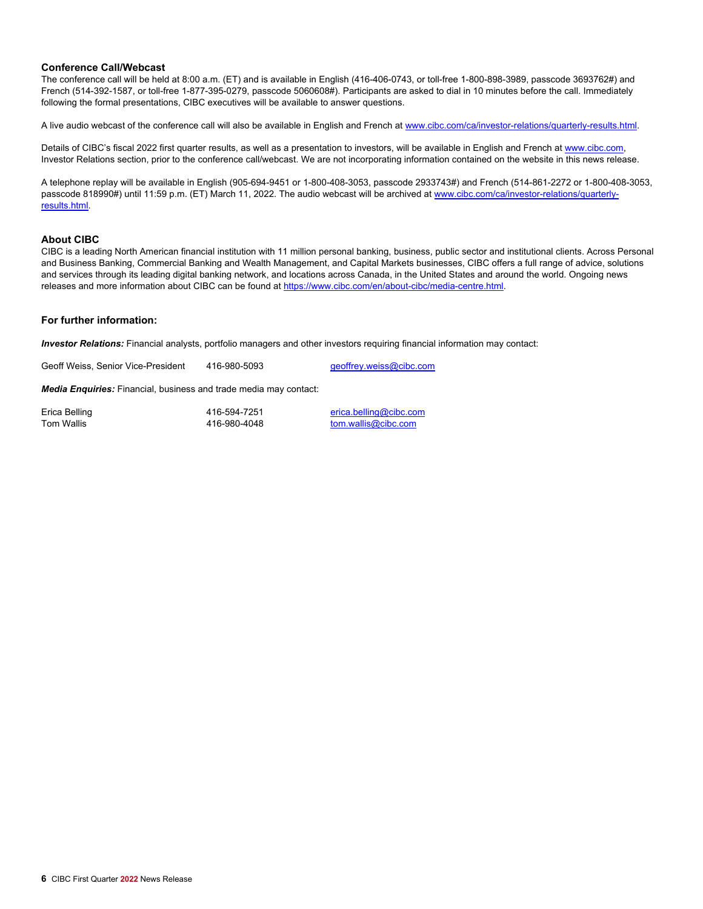## Conference Call/Webcast

The conference call will be held at 8:00 a.m. (ET) and is available in English (416-406-0743, or toll-free 1-800-898-3989, passcode 3693762#) and French (514-392-1587, or toll-free 1-877-395-0279, passcode 5060608#). Participants are asked to dial in 10 minutes before the call. Immediately following the formal presentations, CIBC executives will be available to answer questions.

A live audio webcast of the conference call will also be available in English and French at www.cibc.com/ca/investor-relations/quarterly-results.html.

Details of CIBC's fiscal 2022 first quarter results, as well as a presentation to investors, will be available in English and French at www.cibc.com, Investor Relations section, prior to the conference call/webcast. We are not incorporating information contained on the website in this news release.

A telephone replay will be available in English (905-694-9451 or 1-800-408-3053, passcode 2933743#) and French (514-861-2272 or 1-800-408-3053, passcode 818990#) until 11:59 p.m. (ET) March 11, 2022. The audio webcast will be archived at www.cibc.com/ca/investor-relations/quarterly-results.html.

## About CIBC

CIBC is a leading North American financial institution with 11 million personal banking, business, public sector and institutional clients. Across Personal and Business Banking, Commercial Banking and Wealth Management, and Capital Markets businesses, CIBC offers a full range of advice, solutions and services through its leading digital banking network, and locations across Canada, in the United States and around the world. Ongoing news releases and more information about CIBC can be found at https://www.cibc.com/en/about-cibc/media-centre.html.

## For further information:

***Investor Relations:*** Financial analysts, portfolio managers and other investors requiring financial information may contact:

| | | |
|---|---|---|
| Geoff Weiss, Senior Vice-President | 416-980-5093 | geoffrey.weiss@cibc.com |

***Media Enquiries:*** Financial, business and trade media may contact:

| | | |
|---|---|---|
| Erica Belling | 416-594-7251 | erica.belling@cibc.com |
| Tom Wallis | 416-980-4048 | tom.wallis@cibc.com |